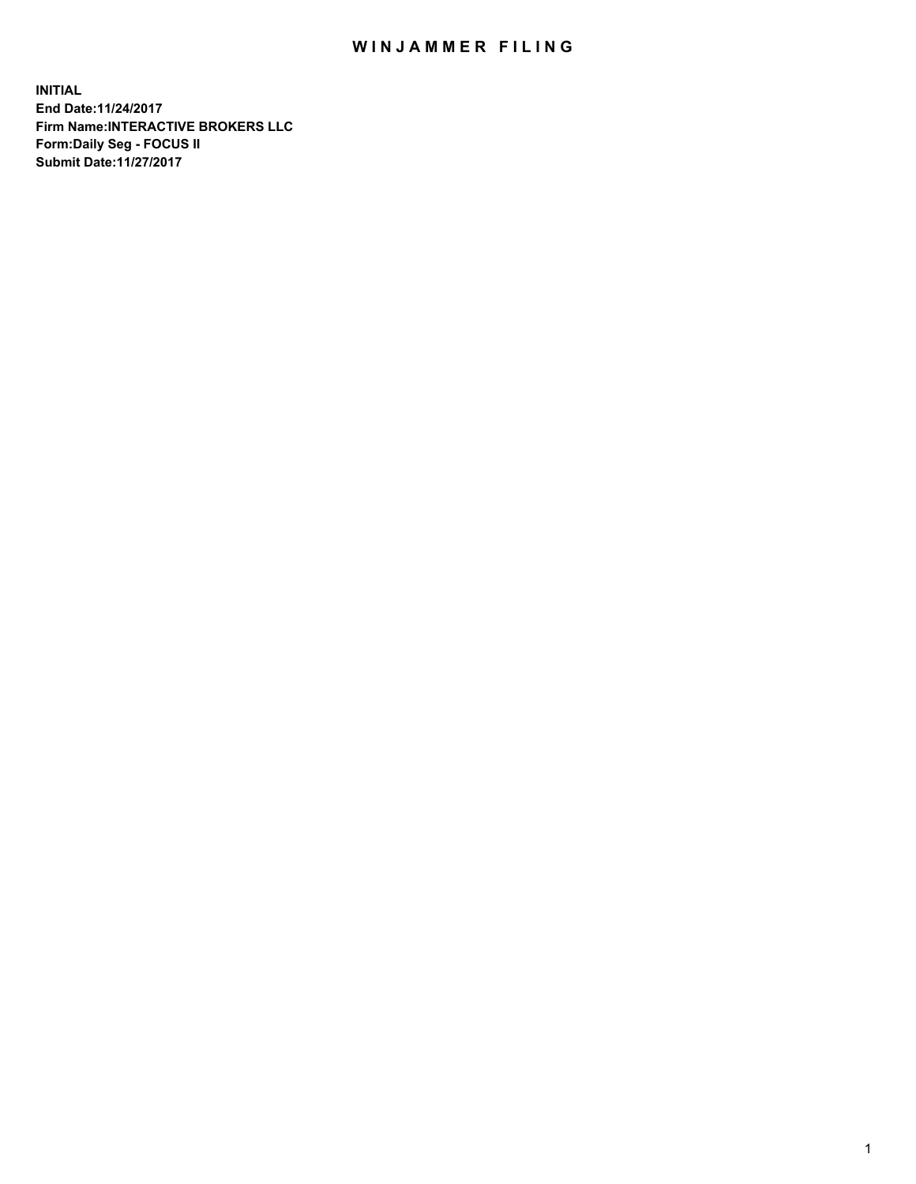# WINJAMMER FILING

**INITIAL**
**End Date:11/24/2017**
**Firm Name:INTERACTIVE BROKERS LLC**
**Form:Daily Seg - FOCUS II**
**Submit Date:11/27/2017**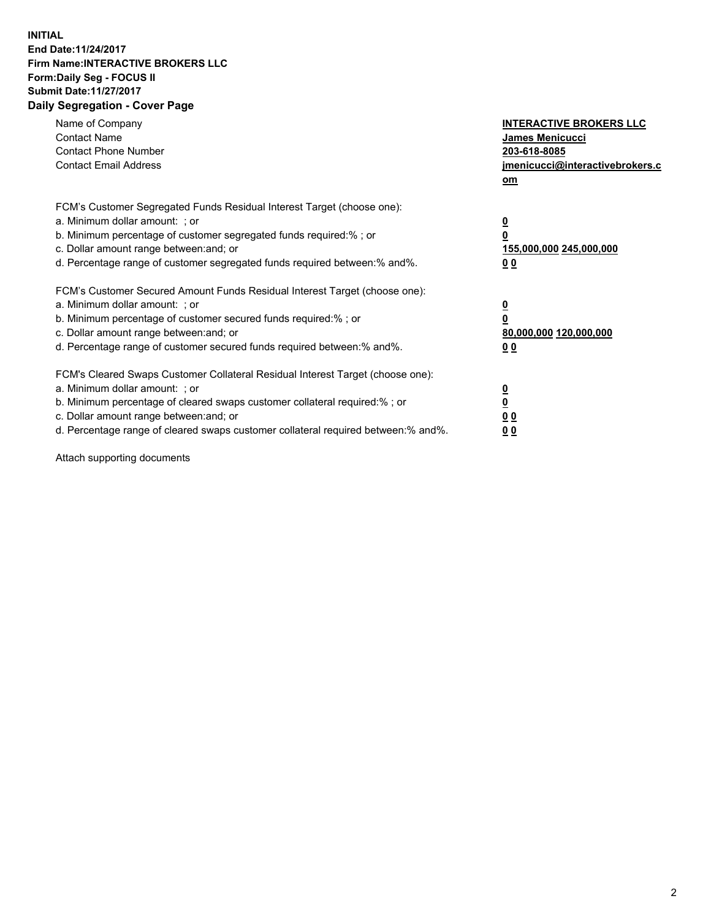**INITIAL**
**End Date:11/24/2017**
**Firm Name:INTERACTIVE BROKERS LLC**
**Form:Daily Seg - FOCUS II**
**Submit Date:11/27/2017**

## Daily Segregation - Cover Page

| | |
|---|---|
| Name of Company | **INTERACTIVE BROKERS LLC** |
| Contact Name | **James Menicucci** |
| Contact Phone Number | **203-618-8085** |
| Contact Email Address | **jmenicucci@interactivebrokers.com** |

| | |
|---|---|
| FCM's Customer Segregated Funds Residual Interest Target (choose one): | |
| a. Minimum dollar amount: ; or | **0** |
| b. Minimum percentage of customer segregated funds required:% ; or | **0** |
| c. Dollar amount range between:and; or | **155,000,000 245,000,000** |
| d. Percentage range of customer segregated funds required between:% and%. | **0 0** |

| | |
|---|---|
| FCM's Customer Secured Amount Funds Residual Interest Target (choose one): | |
| a. Minimum dollar amount: ; or | **0** |
| b. Minimum percentage of customer secured funds required:% ; or | **0** |
| c. Dollar amount range between:and; or | **80,000,000 120,000,000** |
| d. Percentage range of customer secured funds required between:% and%. | **0 0** |

| | |
|---|---|
| FCM's Cleared Swaps Customer Collateral Residual Interest Target (choose one): | |
| a. Minimum dollar amount: ; or | **0** |
| b. Minimum percentage of cleared swaps customer collateral required:% ; or | **0** |
| c. Dollar amount range between:and; or | **0 0** |
| d. Percentage range of cleared swaps customer collateral required between:% and%. | **0 0** |

Attach supporting documents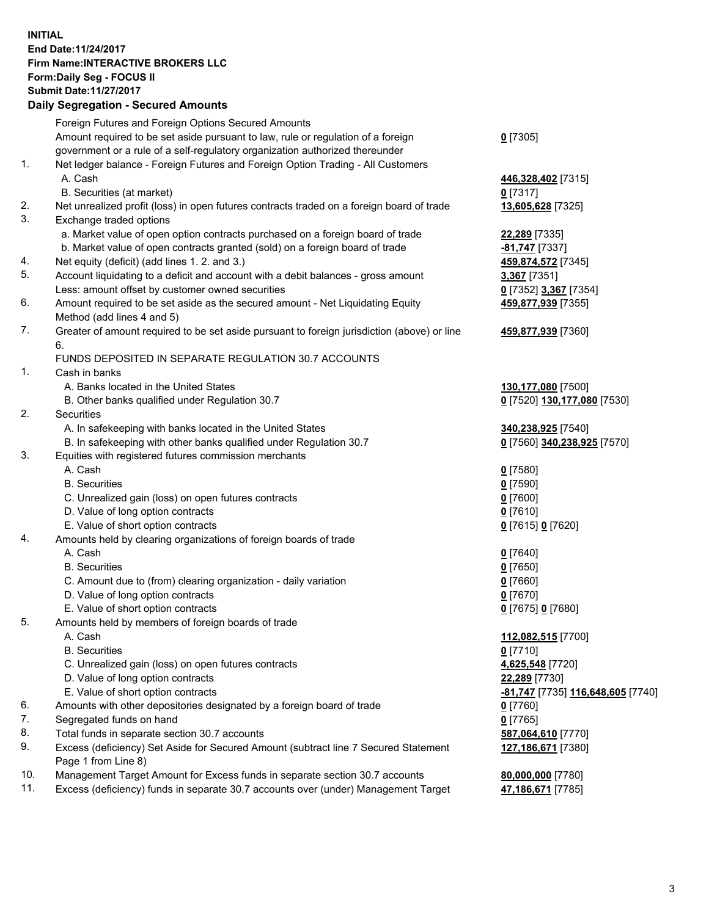**INITIAL**
**End Date:11/24/2017**
**Firm Name:INTERACTIVE BROKERS LLC**
**Form:Daily Seg - FOCUS II**
**Submit Date:11/27/2017**
**Daily Segregation - Secured Amounts**

| | | |
|---|---|---|
| | Foreign Futures and Foreign Options Secured Amounts | |
| | Amount required to be set aside pursuant to law, rule or regulation of a foreign government or a rule of a self-regulatory organization authorized thereunder | **0** [7305] |
| 1. | Net ledger balance - Foreign Futures and Foreign Option Trading - All Customers | |
| | A. Cash | **446,328,402** [7315] |
| | B. Securities (at market) | **0** [7317] |
| 2. | Net unrealized profit (loss) in open futures contracts traded on a foreign board of trade | **13,605,628** [7325] |
| 3. | Exchange traded options | |
| | a. Market value of open option contracts purchased on a foreign board of trade | **22,289** [7335] |
| | b. Market value of open contracts granted (sold) on a foreign board of trade | **-81,747** [7337] |
| 4. | Net equity (deficit) (add lines 1. 2. and 3.) | **459,874,572** [7345] |
| 5. | Account liquidating to a deficit and account with a debit balances - gross amount | **3,367** [7351] |
| | Less: amount offset by customer owned securities | **0** [7352] **3,367** [7354] |
| 6. | Amount required to be set aside as the secured amount - Net Liquidating Equity Method (add lines 4 and 5) | **459,877,939** [7355] |
| 7. | Greater of amount required to be set aside pursuant to foreign jurisdiction (above) or line 6. | **459,877,939** [7360] |
| | FUNDS DEPOSITED IN SEPARATE REGULATION 30.7 ACCOUNTS | |
| 1. | Cash in banks | |
| | A. Banks located in the United States | **130,177,080** [7500] |
| | B. Other banks qualified under Regulation 30.7 | **0** [7520] **130,177,080** [7530] |
| 2. | Securities | |
| | A. In safekeeping with banks located in the United States | **340,238,925** [7540] |
| | B. In safekeeping with other banks qualified under Regulation 30.7 | **0** [7560] **340,238,925** [7570] |
| 3. | Equities with registered futures commission merchants | |
| | A. Cash | **0** [7580] |
| | B. Securities | **0** [7590] |
| | C. Unrealized gain (loss) on open futures contracts | **0** [7600] |
| | D. Value of long option contracts | **0** [7610] |
| | E. Value of short option contracts | **0** [7615] **0** [7620] |
| 4. | Amounts held by clearing organizations of foreign boards of trade | |
| | A. Cash | **0** [7640] |
| | B. Securities | **0** [7650] |
| | C. Amount due to (from) clearing organization - daily variation | **0** [7660] |
| | D. Value of long option contracts | **0** [7670] |
| | E. Value of short option contracts | **0** [7675] **0** [7680] |
| 5. | Amounts held by members of foreign boards of trade | |
| | A. Cash | **112,082,515** [7700] |
| | B. Securities | **0** [7710] |
| | C. Unrealized gain (loss) on open futures contracts | **4,625,548** [7720] |
| | D. Value of long option contracts | **22,289** [7730] |
| | E. Value of short option contracts | **-81,747** [7735] **116,648,605** [7740] |
| 6. | Amounts with other depositories designated by a foreign board of trade | **0** [7760] |
| 7. | Segregated funds on hand | **0** [7765] |
| 8. | Total funds in separate section 30.7 accounts | **587,064,610** [7770] |
| 9. | Excess (deficiency) Set Aside for Secured Amount (subtract line 7 Secured Statement Page 1 from Line 8) | **127,186,671** [7380] |
| 10. | Management Target Amount for Excess funds in separate section 30.7 accounts | **80,000,000** [7780] |
| 11. | Excess (deficiency) funds in separate 30.7 accounts over (under) Management Target | **47,186,671** [7785] |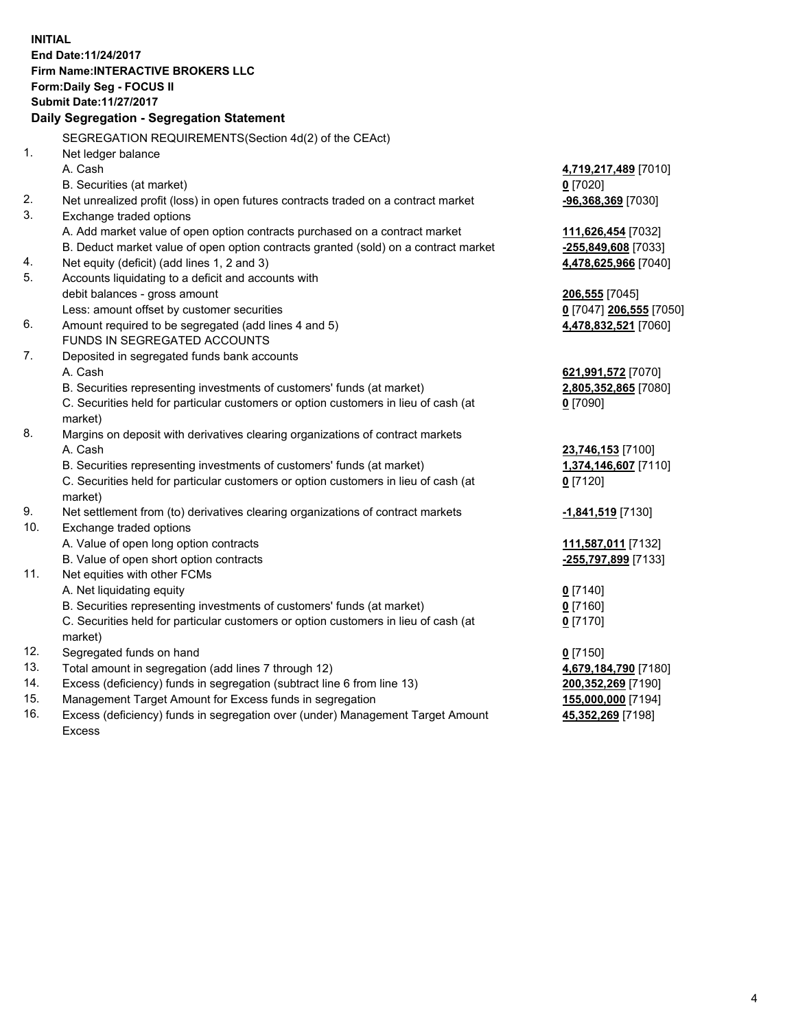**INITIAL**
**End Date:11/24/2017**
**Firm Name:INTERACTIVE BROKERS LLC**
**Form:Daily Seg - FOCUS II**
**Submit Date:11/27/2017**

**Daily Segregation - Segregation Statement**

SEGREGATION REQUIREMENTS(Section 4d(2) of the CEAct)

| | | |
|---|---|---|
| 1. | Net ledger balance | |
| | A. Cash | 4,719,217,489 [7010] |
| | B. Securities (at market) | 0 [7020] |
| 2. | Net unrealized profit (loss) in open futures contracts traded on a contract market | -96,368,369 [7030] |
| 3. | Exchange traded options | |
| | A. Add market value of open option contracts purchased on a contract market | 111,626,454 [7032] |
| | B. Deduct market value of open option contracts granted (sold) on a contract market | -255,849,608 [7033] |
| 4. | Net equity (deficit) (add lines 1, 2 and 3) | 4,478,625,966 [7040] |
| 5. | Accounts liquidating to a deficit and accounts with | |
| | debit balances - gross amount | 206,555 [7045] |
| | Less: amount offset by customer securities | 0 [7047] 206,555 [7050] |
| 6. | Amount required to be segregated (add lines 4 and 5) | 4,478,832,521 [7060] |
| | FUNDS IN SEGREGATED ACCOUNTS | |
| 7. | Deposited in segregated funds bank accounts | |
| | A. Cash | 621,991,572 [7070] |
| | B. Securities representing investments of customers' funds (at market) | 2,805,352,865 [7080] |
| | C. Securities held for particular customers or option customers in lieu of cash (at market) | 0 [7090] |
| 8. | Margins on deposit with derivatives clearing organizations of contract markets | |
| | A. Cash | 23,746,153 [7100] |
| | B. Securities representing investments of customers' funds (at market) | 1,374,146,607 [7110] |
| | C. Securities held for particular customers or option customers in lieu of cash (at market) | 0 [7120] |
| 9. | Net settlement from (to) derivatives clearing organizations of contract markets | -1,841,519 [7130] |
| 10. | Exchange traded options | |
| | A. Value of open long option contracts | 111,587,011 [7132] |
| | B. Value of open short option contracts | -255,797,899 [7133] |
| 11. | Net equities with other FCMs | |
| | A. Net liquidating equity | 0 [7140] |
| | B. Securities representing investments of customers' funds (at market) | 0 [7160] |
| | C. Securities held for particular customers or option customers in lieu of cash (at market) | 0 [7170] |
| 12. | Segregated funds on hand | 0 [7150] |
| 13. | Total amount in segregation (add lines 7 through 12) | 4,679,184,790 [7180] |
| 14. | Excess (deficiency) funds in segregation (subtract line 6 from line 13) | 200,352,269 [7190] |
| 15. | Management Target Amount for Excess funds in segregation | 155,000,000 [7194] |
| 16. | Excess (deficiency) funds in segregation over (under) Management Target Amount Excess | 45,352,269 [7198] |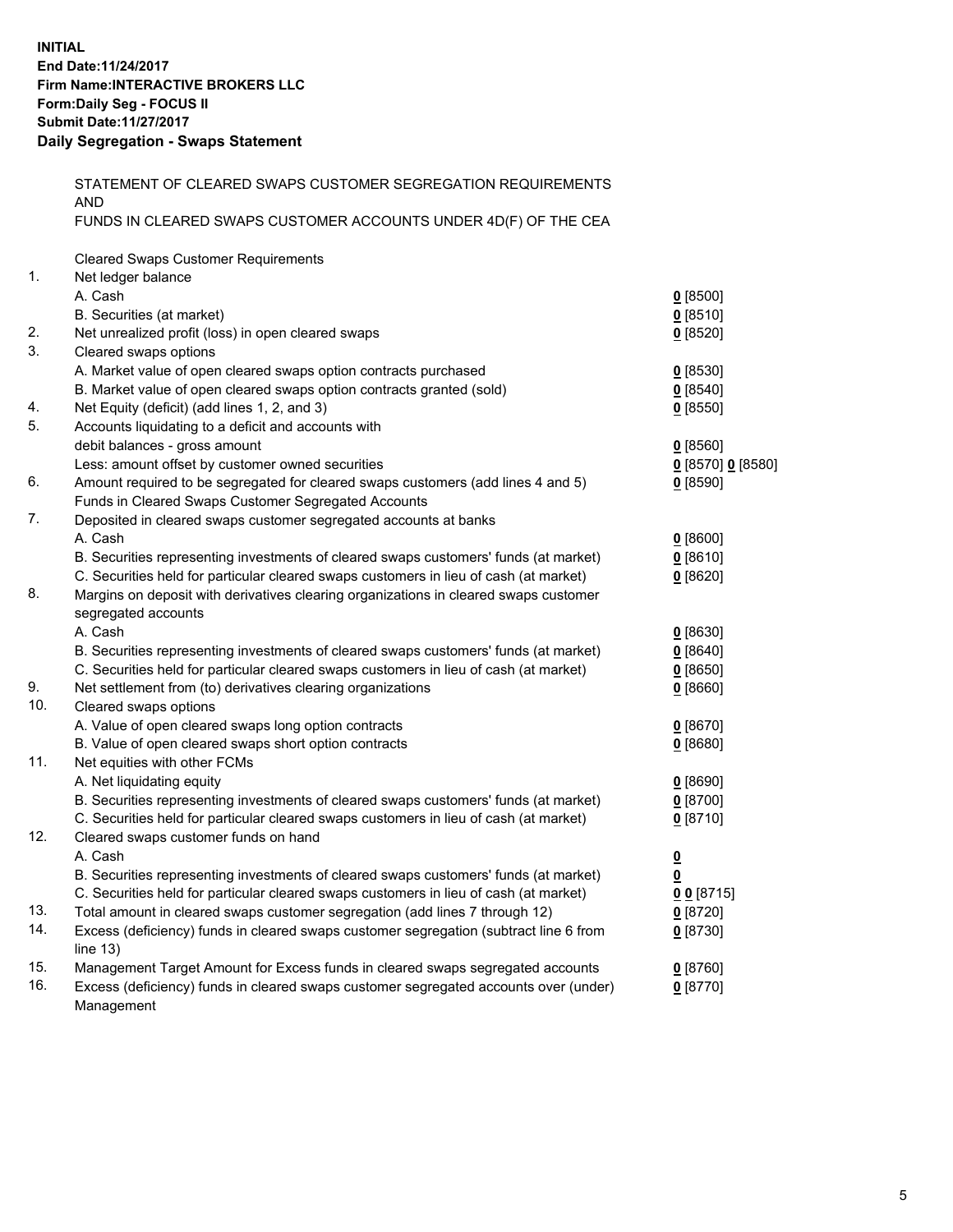**INITIAL**
**End Date:11/24/2017**
**Firm Name:INTERACTIVE BROKERS LLC**
**Form:Daily Seg - FOCUS II**
**Submit Date:11/27/2017**
**Daily Segregation - Swaps Statement**

STATEMENT OF CLEARED SWAPS CUSTOMER SEGREGATION REQUIREMENTS AND FUNDS IN CLEARED SWAPS CUSTOMER ACCOUNTS UNDER 4D(F) OF THE CEA

| | | |
|---|---|---|
| | Cleared Swaps Customer Requirements | |
| 1. | Net ledger balance | |
| | A. Cash | 0 [8500] |
| | B. Securities (at market) | 0 [8510] |
| 2. | Net unrealized profit (loss) in open cleared swaps | 0 [8520] |
| 3. | Cleared swaps options | |
| | A. Market value of open cleared swaps option contracts purchased | 0 [8530] |
| | B. Market value of open cleared swaps option contracts granted (sold) | 0 [8540] |
| 4. | Net Equity (deficit) (add lines 1, 2, and 3) | 0 [8550] |
| 5. | Accounts liquidating to a deficit and accounts with | |
| | debit balances - gross amount | 0 [8560] |
| | Less: amount offset by customer owned securities | 0 [8570] 0 [8580] |
| 6. | Amount required to be segregated for cleared swaps customers (add lines 4 and 5) | 0 [8590] |
| | Funds in Cleared Swaps Customer Segregated Accounts | |
| 7. | Deposited in cleared swaps customer segregated accounts at banks | |
| | A. Cash | 0 [8600] |
| | B. Securities representing investments of cleared swaps customers' funds (at market) | 0 [8610] |
| | C. Securities held for particular cleared swaps customers in lieu of cash (at market) | 0 [8620] |
| 8. | Margins on deposit with derivatives clearing organizations in cleared swaps customer segregated accounts | |
| | A. Cash | 0 [8630] |
| | B. Securities representing investments of cleared swaps customers' funds (at market) | 0 [8640] |
| | C. Securities held for particular cleared swaps customers in lieu of cash (at market) | 0 [8650] |
| 9. | Net settlement from (to) derivatives clearing organizations | 0 [8660] |
| 10. | Cleared swaps options | |
| | A. Value of open cleared swaps long option contracts | 0 [8670] |
| | B. Value of open cleared swaps short option contracts | 0 [8680] |
| 11. | Net equities with other FCMs | |
| | A. Net liquidating equity | 0 [8690] |
| | B. Securities representing investments of cleared swaps customers' funds (at market) | 0 [8700] |
| | C. Securities held for particular cleared swaps customers in lieu of cash (at market) | 0 [8710] |
| 12. | Cleared swaps customer funds on hand | |
| | A. Cash | 0 |
| | B. Securities representing investments of cleared swaps customers' funds (at market) | 0 |
| | C. Securities held for particular cleared swaps customers in lieu of cash (at market) | 0 0 [8715] |
| 13. | Total amount in cleared swaps customer segregation (add lines 7 through 12) | 0 [8720] |
| 14. | Excess (deficiency) funds in cleared swaps customer segregation (subtract line 6 from line 13) | 0 [8730] |
| 15. | Management Target Amount for Excess funds in cleared swaps segregated accounts | 0 [8760] |
| 16. | Excess (deficiency) funds in cleared swaps customer segregated accounts over (under) Management | 0 [8770] |